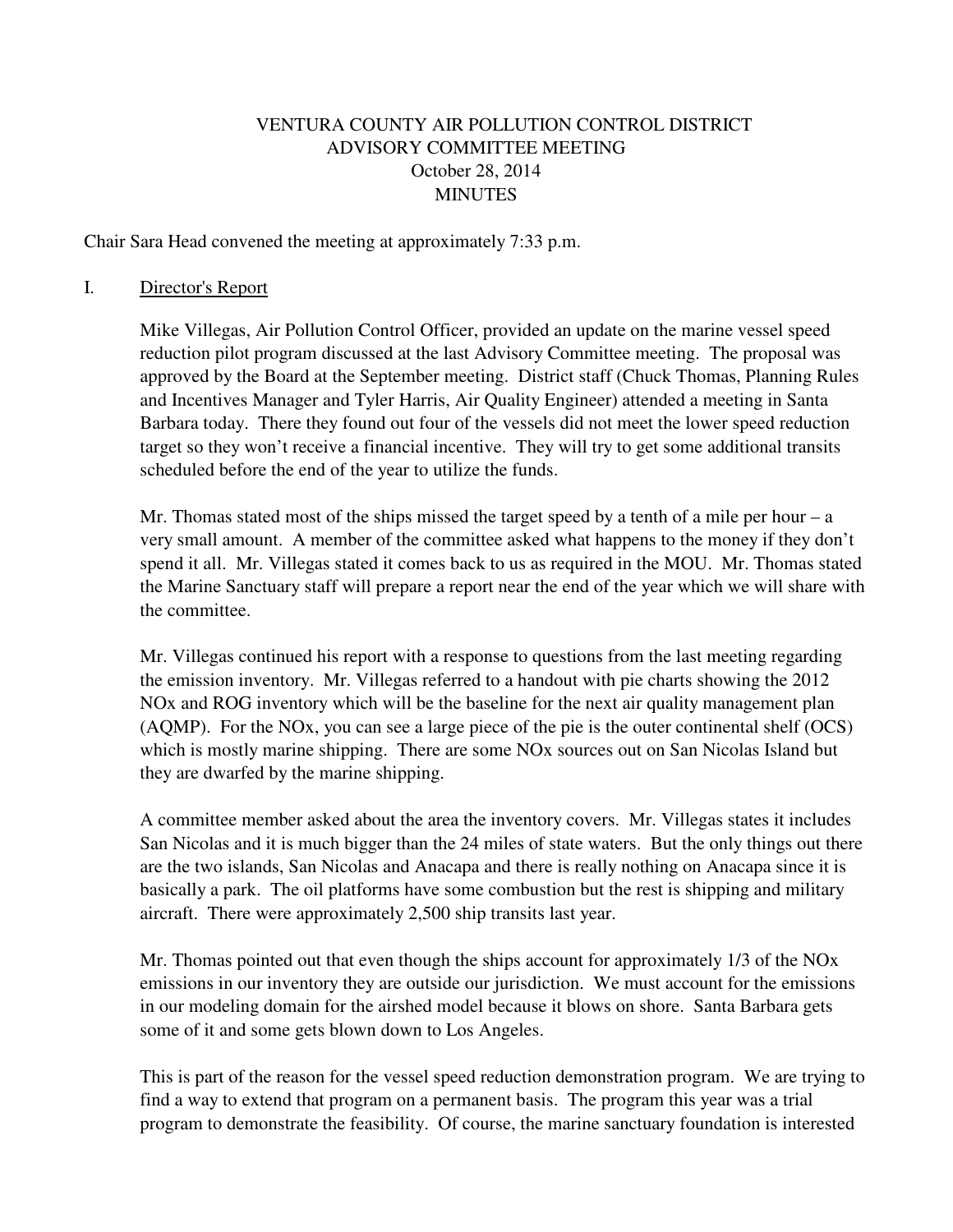# VENTURA COUNTY AIR POLLUTION CONTROL DISTRICT
## ADVISORY COMMITTEE MEETING
### October 28, 2014
### MINUTES

Chair Sara Head convened the meeting at approximately 7:33 p.m.

I. Director's Report

Mike Villegas, Air Pollution Control Officer, provided an update on the marine vessel speed reduction pilot program discussed at the last Advisory Committee meeting. The proposal was approved by the Board at the September meeting. District staff (Chuck Thomas, Planning Rules and Incentives Manager and Tyler Harris, Air Quality Engineer) attended a meeting in Santa Barbara today. There they found out four of the vessels did not meet the lower speed reduction target so they won't receive a financial incentive. They will try to get some additional transits scheduled before the end of the year to utilize the funds.

Mr. Thomas stated most of the ships missed the target speed by a tenth of a mile per hour – a very small amount. A member of the committee asked what happens to the money if they don't spend it all. Mr. Villegas stated it comes back to us as required in the MOU. Mr. Thomas stated the Marine Sanctuary staff will prepare a report near the end of the year which we will share with the committee.

Mr. Villegas continued his report with a response to questions from the last meeting regarding the emission inventory. Mr. Villegas referred to a handout with pie charts showing the 2012 NOx and ROG inventory which will be the baseline for the next air quality management plan (AQMP). For the NOx, you can see a large piece of the pie is the outer continental shelf (OCS) which is mostly marine shipping. There are some NOx sources out on San Nicolas Island but they are dwarfed by the marine shipping.

A committee member asked about the area the inventory covers. Mr. Villegas states it includes San Nicolas and it is much bigger than the 24 miles of state waters. But the only things out there are the two islands, San Nicolas and Anacapa and there is really nothing on Anacapa since it is basically a park. The oil platforms have some combustion but the rest is shipping and military aircraft. There were approximately 2,500 ship transits last year.

Mr. Thomas pointed out that even though the ships account for approximately 1/3 of the NOx emissions in our inventory they are outside our jurisdiction. We must account for the emissions in our modeling domain for the airshed model because it blows on shore. Santa Barbara gets some of it and some gets blown down to Los Angeles.

This is part of the reason for the vessel speed reduction demonstration program. We are trying to find a way to extend that program on a permanent basis. The program this year was a trial program to demonstrate the feasibility. Of course, the marine sanctuary foundation is interested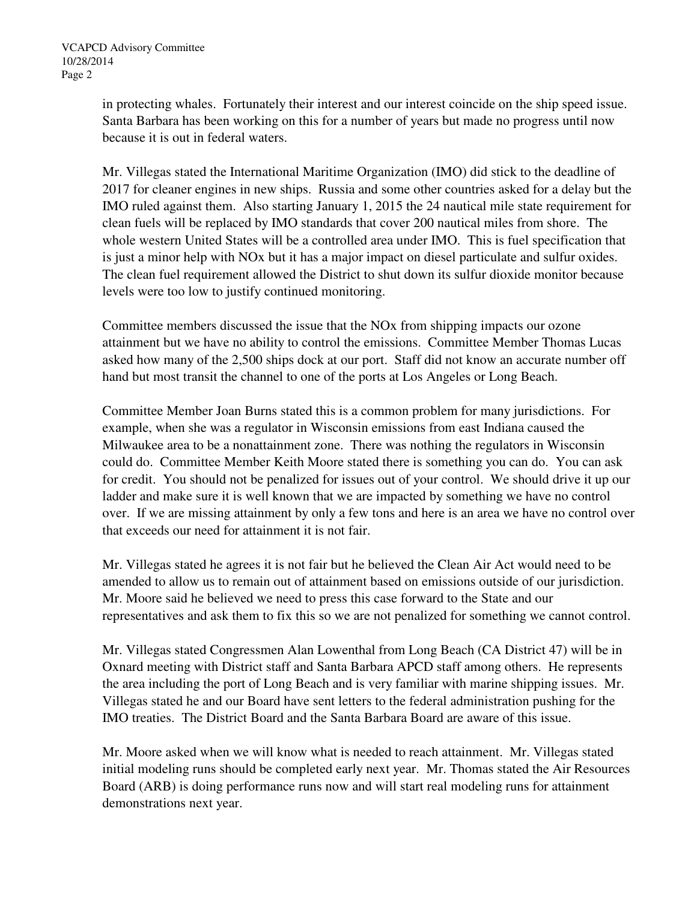in protecting whales. Fortunately their interest and our interest coincide on the ship speed issue. Santa Barbara has been working on this for a number of years but made no progress until now because it is out in federal waters.

Mr. Villegas stated the International Maritime Organization (IMO) did stick to the deadline of 2017 for cleaner engines in new ships. Russia and some other countries asked for a delay but the IMO ruled against them. Also starting January 1, 2015 the 24 nautical mile state requirement for clean fuels will be replaced by IMO standards that cover 200 nautical miles from shore. The whole western United States will be a controlled area under IMO. This is fuel specification that is just a minor help with NOx but it has a major impact on diesel particulate and sulfur oxides. The clean fuel requirement allowed the District to shut down its sulfur dioxide monitor because levels were too low to justify continued monitoring.

Committee members discussed the issue that the NOx from shipping impacts our ozone attainment but we have no ability to control the emissions. Committee Member Thomas Lucas asked how many of the 2,500 ships dock at our port. Staff did not know an accurate number off hand but most transit the channel to one of the ports at Los Angeles or Long Beach.

Committee Member Joan Burns stated this is a common problem for many jurisdictions. For example, when she was a regulator in Wisconsin emissions from east Indiana caused the Milwaukee area to be a nonattainment zone. There was nothing the regulators in Wisconsin could do. Committee Member Keith Moore stated there is something you can do. You can ask for credit. You should not be penalized for issues out of your control. We should drive it up our ladder and make sure it is well known that we are impacted by something we have no control over. If we are missing attainment by only a few tons and here is an area we have no control over that exceeds our need for attainment it is not fair.

Mr. Villegas stated he agrees it is not fair but he believed the Clean Air Act would need to be amended to allow us to remain out of attainment based on emissions outside of our jurisdiction. Mr. Moore said he believed we need to press this case forward to the State and our representatives and ask them to fix this so we are not penalized for something we cannot control.

Mr. Villegas stated Congressmen Alan Lowenthal from Long Beach (CA District 47) will be in Oxnard meeting with District staff and Santa Barbara APCD staff among others. He represents the area including the port of Long Beach and is very familiar with marine shipping issues. Mr. Villegas stated he and our Board have sent letters to the federal administration pushing for the IMO treaties. The District Board and the Santa Barbara Board are aware of this issue.

Mr. Moore asked when we will know what is needed to reach attainment. Mr. Villegas stated initial modeling runs should be completed early next year. Mr. Thomas stated the Air Resources Board (ARB) is doing performance runs now and will start real modeling runs for attainment demonstrations next year.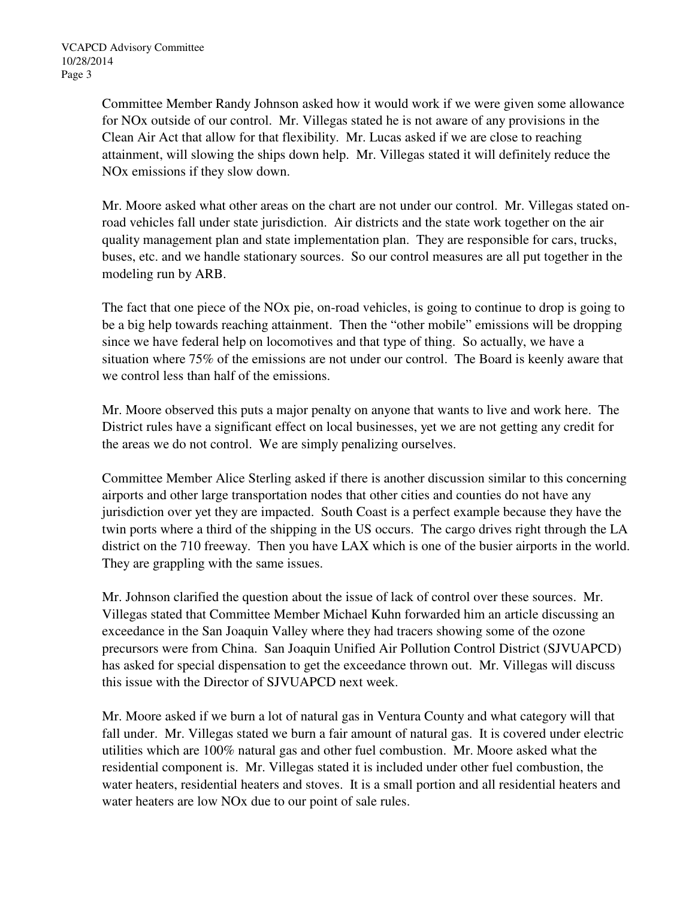Committee Member Randy Johnson asked how it would work if we were given some allowance for NOx outside of our control. Mr. Villegas stated he is not aware of any provisions in the Clean Air Act that allow for that flexibility. Mr. Lucas asked if we are close to reaching attainment, will slowing the ships down help. Mr. Villegas stated it will definitely reduce the NOx emissions if they slow down.

Mr. Moore asked what other areas on the chart are not under our control. Mr. Villegas stated on-road vehicles fall under state jurisdiction. Air districts and the state work together on the air quality management plan and state implementation plan. They are responsible for cars, trucks, buses, etc. and we handle stationary sources. So our control measures are all put together in the modeling run by ARB.

The fact that one piece of the NOx pie, on-road vehicles, is going to continue to drop is going to be a big help towards reaching attainment. Then the "other mobile" emissions will be dropping since we have federal help on locomotives and that type of thing. So actually, we have a situation where 75% of the emissions are not under our control. The Board is keenly aware that we control less than half of the emissions.

Mr. Moore observed this puts a major penalty on anyone that wants to live and work here. The District rules have a significant effect on local businesses, yet we are not getting any credit for the areas we do not control. We are simply penalizing ourselves.

Committee Member Alice Sterling asked if there is another discussion similar to this concerning airports and other large transportation nodes that other cities and counties do not have any jurisdiction over yet they are impacted. South Coast is a perfect example because they have the twin ports where a third of the shipping in the US occurs. The cargo drives right through the LA district on the 710 freeway. Then you have LAX which is one of the busier airports in the world. They are grappling with the same issues.

Mr. Johnson clarified the question about the issue of lack of control over these sources. Mr. Villegas stated that Committee Member Michael Kuhn forwarded him an article discussing an exceedance in the San Joaquin Valley where they had tracers showing some of the ozone precursors were from China. San Joaquin Unified Air Pollution Control District (SJVUAPCD) has asked for special dispensation to get the exceedance thrown out. Mr. Villegas will discuss this issue with the Director of SJVUAPCD next week.

Mr. Moore asked if we burn a lot of natural gas in Ventura County and what category will that fall under. Mr. Villegas stated we burn a fair amount of natural gas. It is covered under electric utilities which are 100% natural gas and other fuel combustion. Mr. Moore asked what the residential component is. Mr. Villegas stated it is included under other fuel combustion, the water heaters, residential heaters and stoves. It is a small portion and all residential heaters and water heaters are low NOx due to our point of sale rules.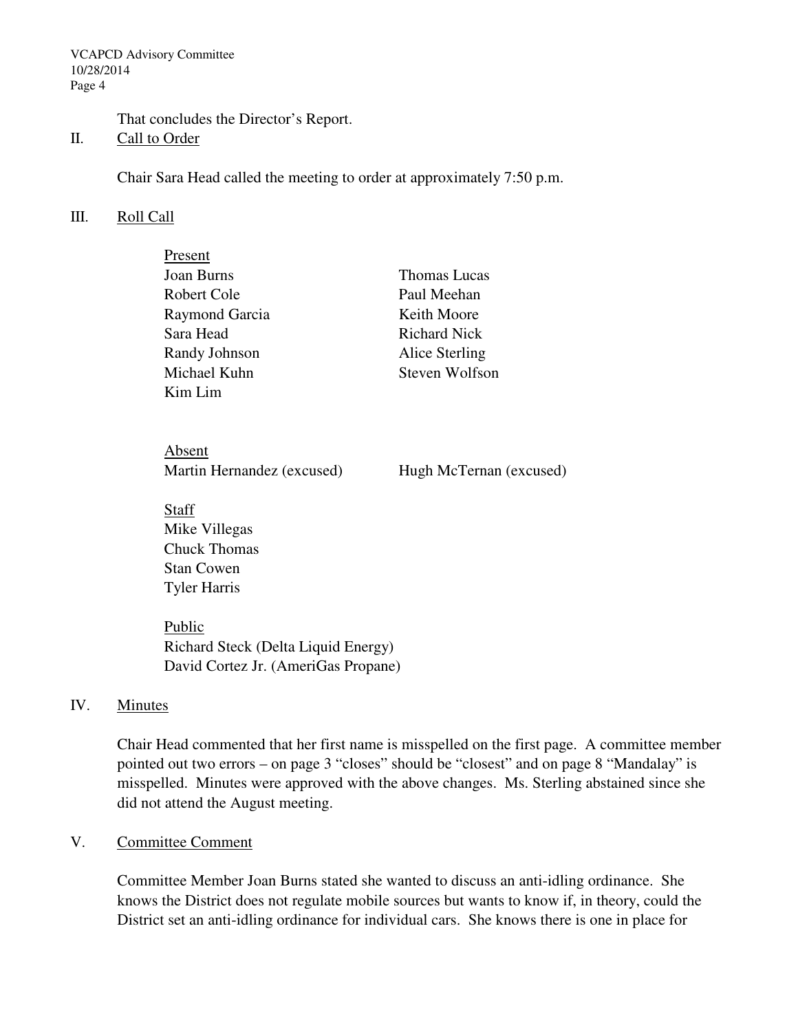That concludes the Director's Report.

## II. Call to Order

Chair Sara Head called the meeting to order at approximately 7:50 p.m.

## III. Roll Call

Present

| | |
|---|---|
| Joan Burns | Thomas Lucas |
| Robert Cole | Paul Meehan |
| Raymond Garcia | Keith Moore |
| Sara Head | Richard Nick |
| Randy Johnson | Alice Sterling |
| Michael Kuhn | Steven Wolfson |
| Kim Lim | |

Absent

| | |
|---|---|
| Martin Hernandez (excused) | Hugh McTernan (excused) |

Staff

Mike Villegas
Chuck Thomas
Stan Cowen
Tyler Harris

Public

Richard Steck (Delta Liquid Energy)
David Cortez Jr. (AmeriGas Propane)

## IV. Minutes

Chair Head commented that her first name is misspelled on the first page. A committee member pointed out two errors – on page 3 "closes" should be "closest" and on page 8 "Mandalay" is misspelled. Minutes were approved with the above changes. Ms. Sterling abstained since she did not attend the August meeting.

## V. Committee Comment

Committee Member Joan Burns stated she wanted to discuss an anti-idling ordinance. She knows the District does not regulate mobile sources but wants to know if, in theory, could the District set an anti-idling ordinance for individual cars. She knows there is one in place for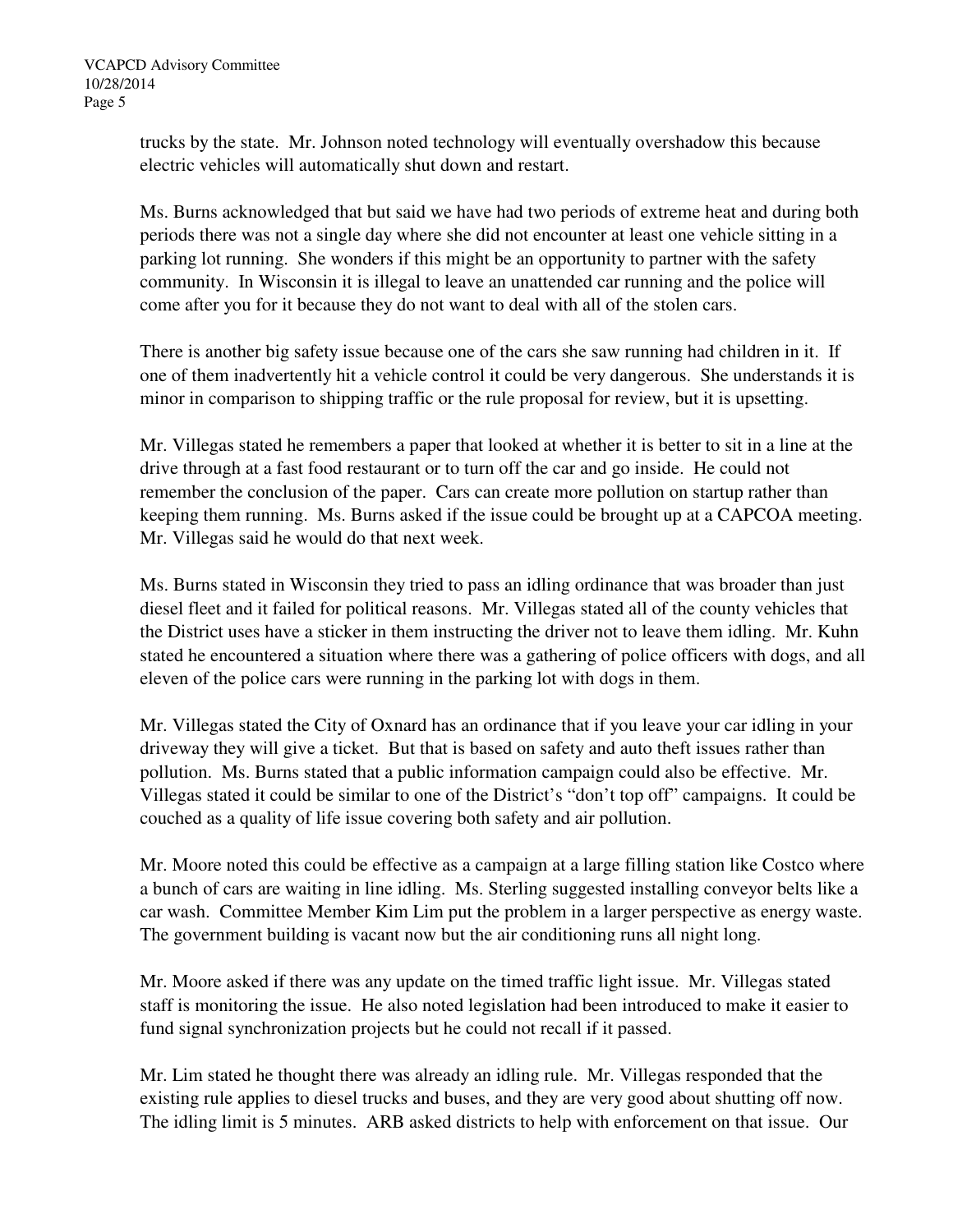trucks by the state. Mr. Johnson noted technology will eventually overshadow this because electric vehicles will automatically shut down and restart.

Ms. Burns acknowledged that but said we have had two periods of extreme heat and during both periods there was not a single day where she did not encounter at least one vehicle sitting in a parking lot running. She wonders if this might be an opportunity to partner with the safety community. In Wisconsin it is illegal to leave an unattended car running and the police will come after you for it because they do not want to deal with all of the stolen cars.

There is another big safety issue because one of the cars she saw running had children in it. If one of them inadvertently hit a vehicle control it could be very dangerous. She understands it is minor in comparison to shipping traffic or the rule proposal for review, but it is upsetting.

Mr. Villegas stated he remembers a paper that looked at whether it is better to sit in a line at the drive through at a fast food restaurant or to turn off the car and go inside. He could not remember the conclusion of the paper. Cars can create more pollution on startup rather than keeping them running. Ms. Burns asked if the issue could be brought up at a CAPCOA meeting. Mr. Villegas said he would do that next week.

Ms. Burns stated in Wisconsin they tried to pass an idling ordinance that was broader than just diesel fleet and it failed for political reasons. Mr. Villegas stated all of the county vehicles that the District uses have a sticker in them instructing the driver not to leave them idling. Mr. Kuhn stated he encountered a situation where there was a gathering of police officers with dogs, and all eleven of the police cars were running in the parking lot with dogs in them.

Mr. Villegas stated the City of Oxnard has an ordinance that if you leave your car idling in your driveway they will give a ticket. But that is based on safety and auto theft issues rather than pollution. Ms. Burns stated that a public information campaign could also be effective. Mr. Villegas stated it could be similar to one of the District's "don't top off" campaigns. It could be couched as a quality of life issue covering both safety and air pollution.

Mr. Moore noted this could be effective as a campaign at a large filling station like Costco where a bunch of cars are waiting in line idling. Ms. Sterling suggested installing conveyor belts like a car wash. Committee Member Kim Lim put the problem in a larger perspective as energy waste. The government building is vacant now but the air conditioning runs all night long.

Mr. Moore asked if there was any update on the timed traffic light issue. Mr. Villegas stated staff is monitoring the issue. He also noted legislation had been introduced to make it easier to fund signal synchronization projects but he could not recall if it passed.

Mr. Lim stated he thought there was already an idling rule. Mr. Villegas responded that the existing rule applies to diesel trucks and buses, and they are very good about shutting off now. The idling limit is 5 minutes. ARB asked districts to help with enforcement on that issue. Our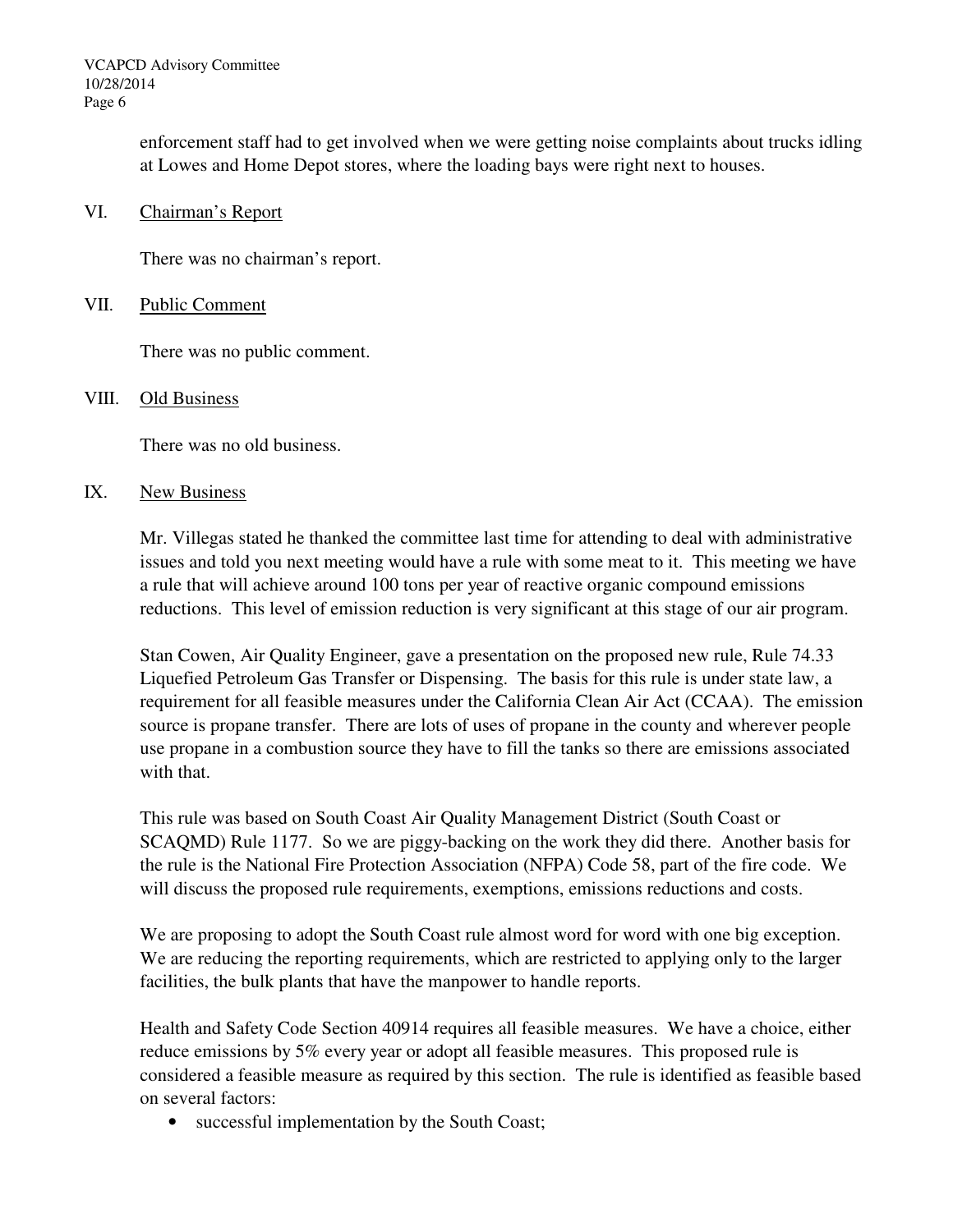enforcement staff had to get involved when we were getting noise complaints about trucks idling at Lowes and Home Depot stores, where the loading bays were right next to houses.

VI. Chairman's Report

There was no chairman's report.

VII. Public Comment

There was no public comment.

VIII. Old Business

There was no old business.

IX. New Business

Mr. Villegas stated he thanked the committee last time for attending to deal with administrative issues and told you next meeting would have a rule with some meat to it. This meeting we have a rule that will achieve around 100 tons per year of reactive organic compound emissions reductions. This level of emission reduction is very significant at this stage of our air program.

Stan Cowen, Air Quality Engineer, gave a presentation on the proposed new rule, Rule 74.33 Liquefied Petroleum Gas Transfer or Dispensing. The basis for this rule is under state law, a requirement for all feasible measures under the California Clean Air Act (CCAA). The emission source is propane transfer. There are lots of uses of propane in the county and wherever people use propane in a combustion source they have to fill the tanks so there are emissions associated with that.

This rule was based on South Coast Air Quality Management District (South Coast or SCAQMD) Rule 1177. So we are piggy-backing on the work they did there. Another basis for the rule is the National Fire Protection Association (NFPA) Code 58, part of the fire code. We will discuss the proposed rule requirements, exemptions, emissions reductions and costs.

We are proposing to adopt the South Coast rule almost word for word with one big exception. We are reducing the reporting requirements, which are restricted to applying only to the larger facilities, the bulk plants that have the manpower to handle reports.

Health and Safety Code Section 40914 requires all feasible measures. We have a choice, either reduce emissions by 5% every year or adopt all feasible measures. This proposed rule is considered a feasible measure as required by this section. The rule is identified as feasible based on several factors:

- successful implementation by the South Coast;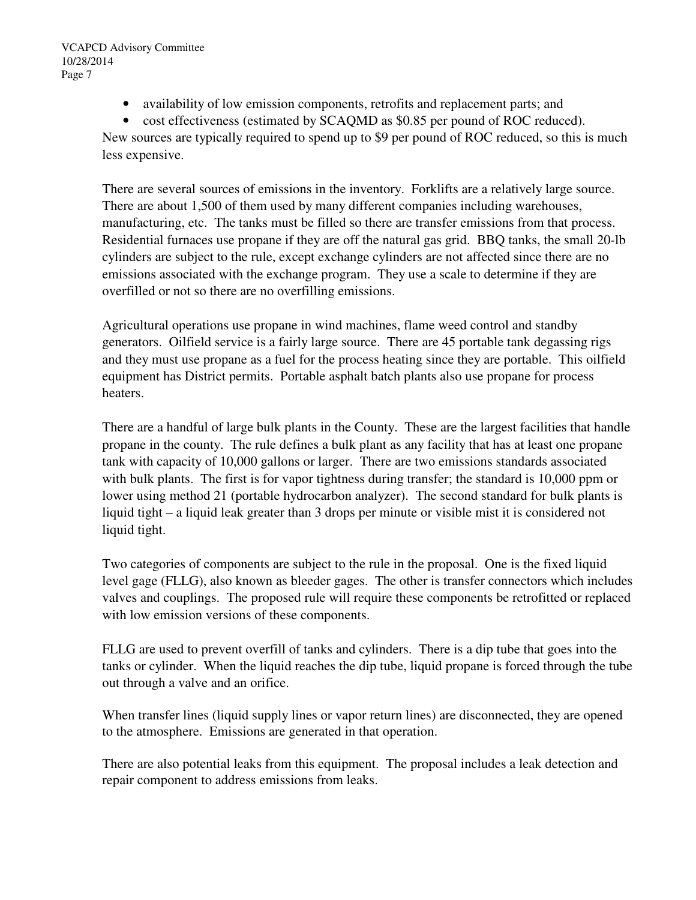- availability of low emission components, retrofits and replacement parts; and
- cost effectiveness (estimated by SCAQMD as $0.85 per pound of ROC reduced).

New sources are typically required to spend up to $9 per pound of ROC reduced, so this is much less expensive.

There are several sources of emissions in the inventory. Forklifts are a relatively large source. There are about 1,500 of them used by many different companies including warehouses, manufacturing, etc. The tanks must be filled so there are transfer emissions from that process. Residential furnaces use propane if they are off the natural gas grid. BBQ tanks, the small 20-lb cylinders are subject to the rule, except exchange cylinders are not affected since there are no emissions associated with the exchange program. They use a scale to determine if they are overfilled or not so there are no overfilling emissions.

Agricultural operations use propane in wind machines, flame weed control and standby generators. Oilfield service is a fairly large source. There are 45 portable tank degassing rigs and they must use propane as a fuel for the process heating since they are portable. This oilfield equipment has District permits. Portable asphalt batch plants also use propane for process heaters.

There are a handful of large bulk plants in the County. These are the largest facilities that handle propane in the county. The rule defines a bulk plant as any facility that has at least one propane tank with capacity of 10,000 gallons or larger. There are two emissions standards associated with bulk plants. The first is for vapor tightness during transfer; the standard is 10,000 ppm or lower using method 21 (portable hydrocarbon analyzer). The second standard for bulk plants is liquid tight – a liquid leak greater than 3 drops per minute or visible mist it is considered not liquid tight.

Two categories of components are subject to the rule in the proposal. One is the fixed liquid level gage (FLLG), also known as bleeder gages. The other is transfer connectors which includes valves and couplings. The proposed rule will require these components be retrofitted or replaced with low emission versions of these components.

FLLG are used to prevent overfill of tanks and cylinders. There is a dip tube that goes into the tanks or cylinder. When the liquid reaches the dip tube, liquid propane is forced through the tube out through a valve and an orifice.

When transfer lines (liquid supply lines or vapor return lines) are disconnected, they are opened to the atmosphere. Emissions are generated in that operation.

There are also potential leaks from this equipment. The proposal includes a leak detection and repair component to address emissions from leaks.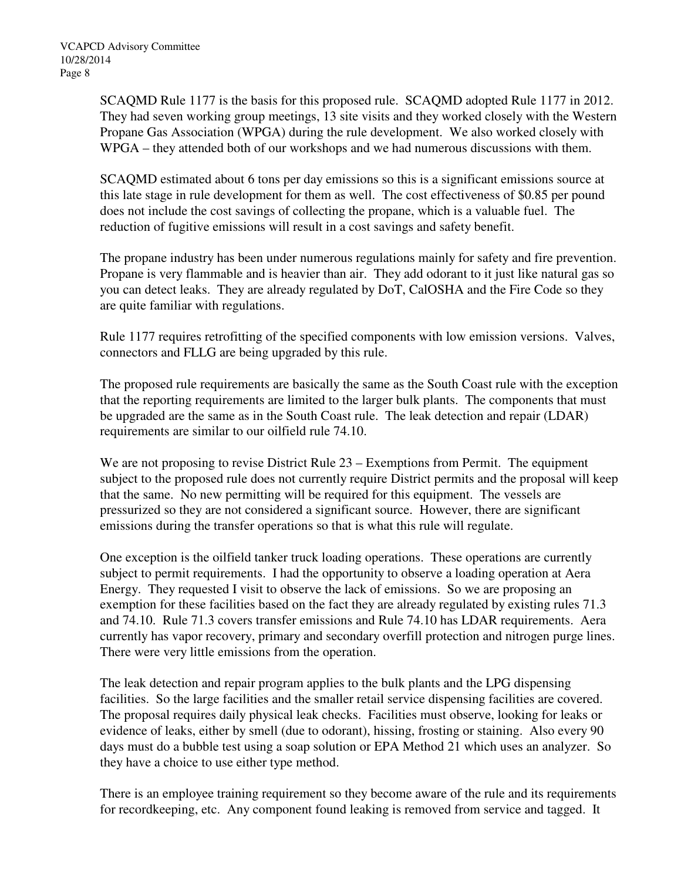SCAQMD Rule 1177 is the basis for this proposed rule. SCAQMD adopted Rule 1177 in 2012. They had seven working group meetings, 13 site visits and they worked closely with the Western Propane Gas Association (WPGA) during the rule development. We also worked closely with WPGA – they attended both of our workshops and we had numerous discussions with them.

SCAQMD estimated about 6 tons per day emissions so this is a significant emissions source at this late stage in rule development for them as well. The cost effectiveness of $0.85 per pound does not include the cost savings of collecting the propane, which is a valuable fuel. The reduction of fugitive emissions will result in a cost savings and safety benefit.

The propane industry has been under numerous regulations mainly for safety and fire prevention. Propane is very flammable and is heavier than air. They add odorant to it just like natural gas so you can detect leaks. They are already regulated by DoT, CalOSHA and the Fire Code so they are quite familiar with regulations.

Rule 1177 requires retrofitting of the specified components with low emission versions. Valves, connectors and FLLG are being upgraded by this rule.

The proposed rule requirements are basically the same as the South Coast rule with the exception that the reporting requirements are limited to the larger bulk plants. The components that must be upgraded are the same as in the South Coast rule. The leak detection and repair (LDAR) requirements are similar to our oilfield rule 74.10.

We are not proposing to revise District Rule 23 – Exemptions from Permit. The equipment subject to the proposed rule does not currently require District permits and the proposal will keep that the same. No new permitting will be required for this equipment. The vessels are pressurized so they are not considered a significant source. However, there are significant emissions during the transfer operations so that is what this rule will regulate.

One exception is the oilfield tanker truck loading operations. These operations are currently subject to permit requirements. I had the opportunity to observe a loading operation at Aera Energy. They requested I visit to observe the lack of emissions. So we are proposing an exemption for these facilities based on the fact they are already regulated by existing rules 71.3 and 74.10. Rule 71.3 covers transfer emissions and Rule 74.10 has LDAR requirements. Aera currently has vapor recovery, primary and secondary overfill protection and nitrogen purge lines. There were very little emissions from the operation.

The leak detection and repair program applies to the bulk plants and the LPG dispensing facilities. So the large facilities and the smaller retail service dispensing facilities are covered. The proposal requires daily physical leak checks. Facilities must observe, looking for leaks or evidence of leaks, either by smell (due to odorant), hissing, frosting or staining. Also every 90 days must do a bubble test using a soap solution or EPA Method 21 which uses an analyzer. So they have a choice to use either type method.

There is an employee training requirement so they become aware of the rule and its requirements for recordkeeping, etc. Any component found leaking is removed from service and tagged. It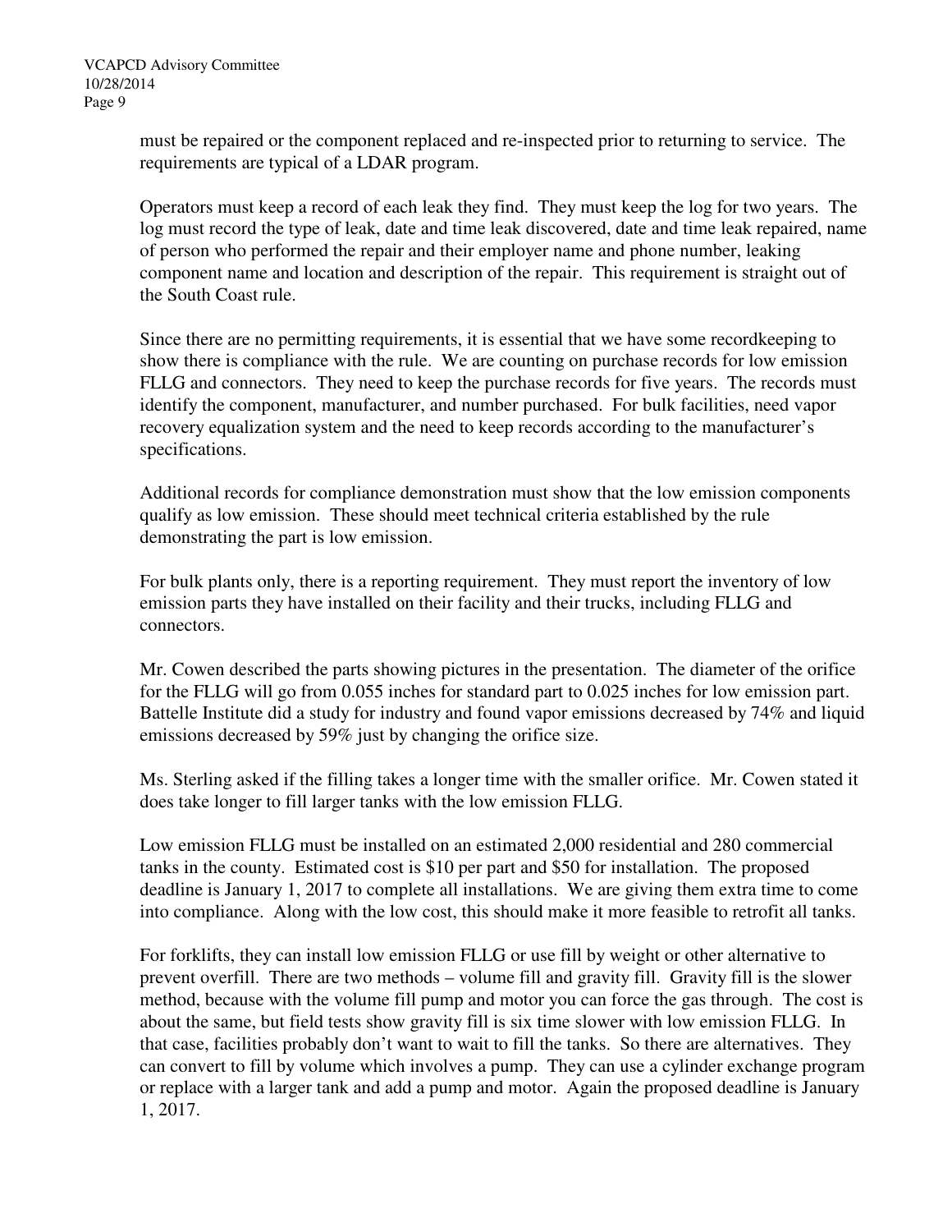must be repaired or the component replaced and re-inspected prior to returning to service. The requirements are typical of a LDAR program.

Operators must keep a record of each leak they find. They must keep the log for two years. The log must record the type of leak, date and time leak discovered, date and time leak repaired, name of person who performed the repair and their employer name and phone number, leaking component name and location and description of the repair. This requirement is straight out of the South Coast rule.

Since there are no permitting requirements, it is essential that we have some recordkeeping to show there is compliance with the rule. We are counting on purchase records for low emission FLLG and connectors. They need to keep the purchase records for five years. The records must identify the component, manufacturer, and number purchased. For bulk facilities, need vapor recovery equalization system and the need to keep records according to the manufacturer's specifications.

Additional records for compliance demonstration must show that the low emission components qualify as low emission. These should meet technical criteria established by the rule demonstrating the part is low emission.

For bulk plants only, there is a reporting requirement. They must report the inventory of low emission parts they have installed on their facility and their trucks, including FLLG and connectors.

Mr. Cowen described the parts showing pictures in the presentation. The diameter of the orifice for the FLLG will go from 0.055 inches for standard part to 0.025 inches for low emission part. Battelle Institute did a study for industry and found vapor emissions decreased by 74% and liquid emissions decreased by 59% just by changing the orifice size.

Ms. Sterling asked if the filling takes a longer time with the smaller orifice. Mr. Cowen stated it does take longer to fill larger tanks with the low emission FLLG.

Low emission FLLG must be installed on an estimated 2,000 residential and 280 commercial tanks in the county. Estimated cost is $10 per part and $50 for installation. The proposed deadline is January 1, 2017 to complete all installations. We are giving them extra time to come into compliance. Along with the low cost, this should make it more feasible to retrofit all tanks.

For forklifts, they can install low emission FLLG or use fill by weight or other alternative to prevent overfill. There are two methods – volume fill and gravity fill. Gravity fill is the slower method, because with the volume fill pump and motor you can force the gas through. The cost is about the same, but field tests show gravity fill is six time slower with low emission FLLG. In that case, facilities probably don't want to wait to fill the tanks. So there are alternatives. They can convert to fill by volume which involves a pump. They can use a cylinder exchange program or replace with a larger tank and add a pump and motor. Again the proposed deadline is January 1, 2017.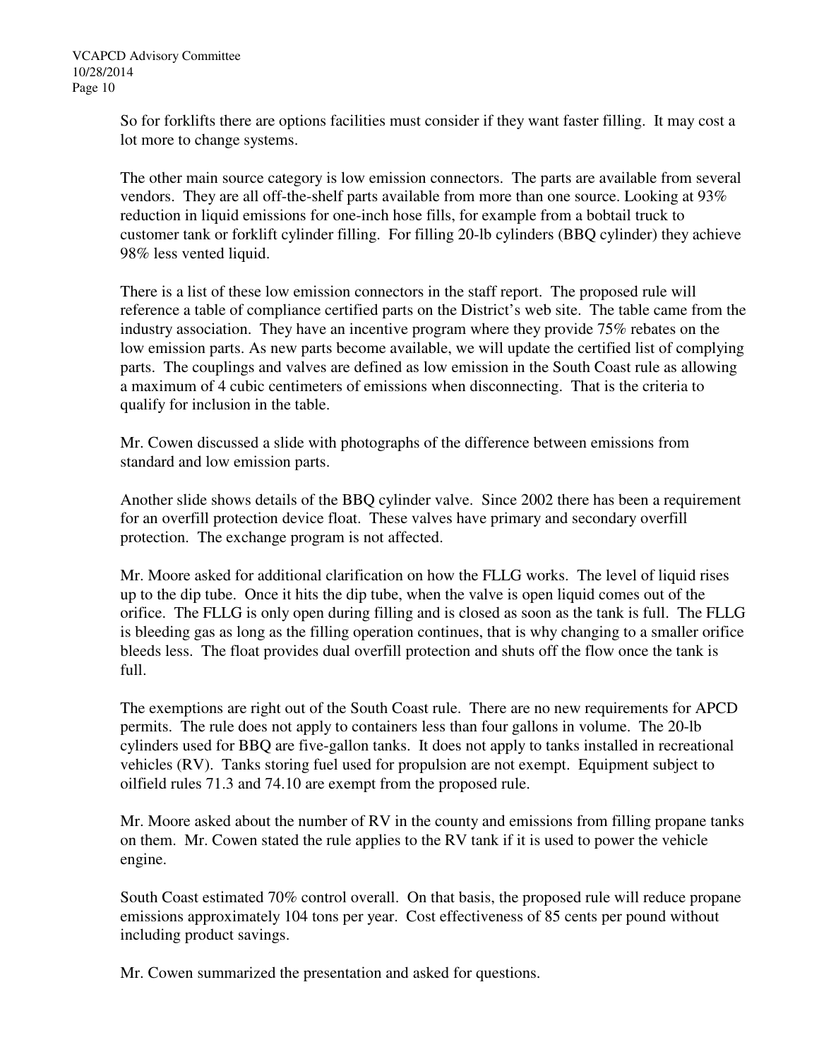So for forklifts there are options facilities must consider if they want faster filling. It may cost a lot more to change systems.

The other main source category is low emission connectors. The parts are available from several vendors. They are all off-the-shelf parts available from more than one source. Looking at 93% reduction in liquid emissions for one-inch hose fills, for example from a bobtail truck to customer tank or forklift cylinder filling. For filling 20-lb cylinders (BBQ cylinder) they achieve 98% less vented liquid.

There is a list of these low emission connectors in the staff report. The proposed rule will reference a table of compliance certified parts on the District's web site. The table came from the industry association. They have an incentive program where they provide 75% rebates on the low emission parts. As new parts become available, we will update the certified list of complying parts. The couplings and valves are defined as low emission in the South Coast rule as allowing a maximum of 4 cubic centimeters of emissions when disconnecting. That is the criteria to qualify for inclusion in the table.

Mr. Cowen discussed a slide with photographs of the difference between emissions from standard and low emission parts.

Another slide shows details of the BBQ cylinder valve. Since 2002 there has been a requirement for an overfill protection device float. These valves have primary and secondary overfill protection. The exchange program is not affected.

Mr. Moore asked for additional clarification on how the FLLG works. The level of liquid rises up to the dip tube. Once it hits the dip tube, when the valve is open liquid comes out of the orifice. The FLLG is only open during filling and is closed as soon as the tank is full. The FLLG is bleeding gas as long as the filling operation continues, that is why changing to a smaller orifice bleeds less. The float provides dual overfill protection and shuts off the flow once the tank is full.

The exemptions are right out of the South Coast rule. There are no new requirements for APCD permits. The rule does not apply to containers less than four gallons in volume. The 20-lb cylinders used for BBQ are five-gallon tanks. It does not apply to tanks installed in recreational vehicles (RV). Tanks storing fuel used for propulsion are not exempt. Equipment subject to oilfield rules 71.3 and 74.10 are exempt from the proposed rule.

Mr. Moore asked about the number of RV in the county and emissions from filling propane tanks on them. Mr. Cowen stated the rule applies to the RV tank if it is used to power the vehicle engine.

South Coast estimated 70% control overall. On that basis, the proposed rule will reduce propane emissions approximately 104 tons per year. Cost effectiveness of 85 cents per pound without including product savings.

Mr. Cowen summarized the presentation and asked for questions.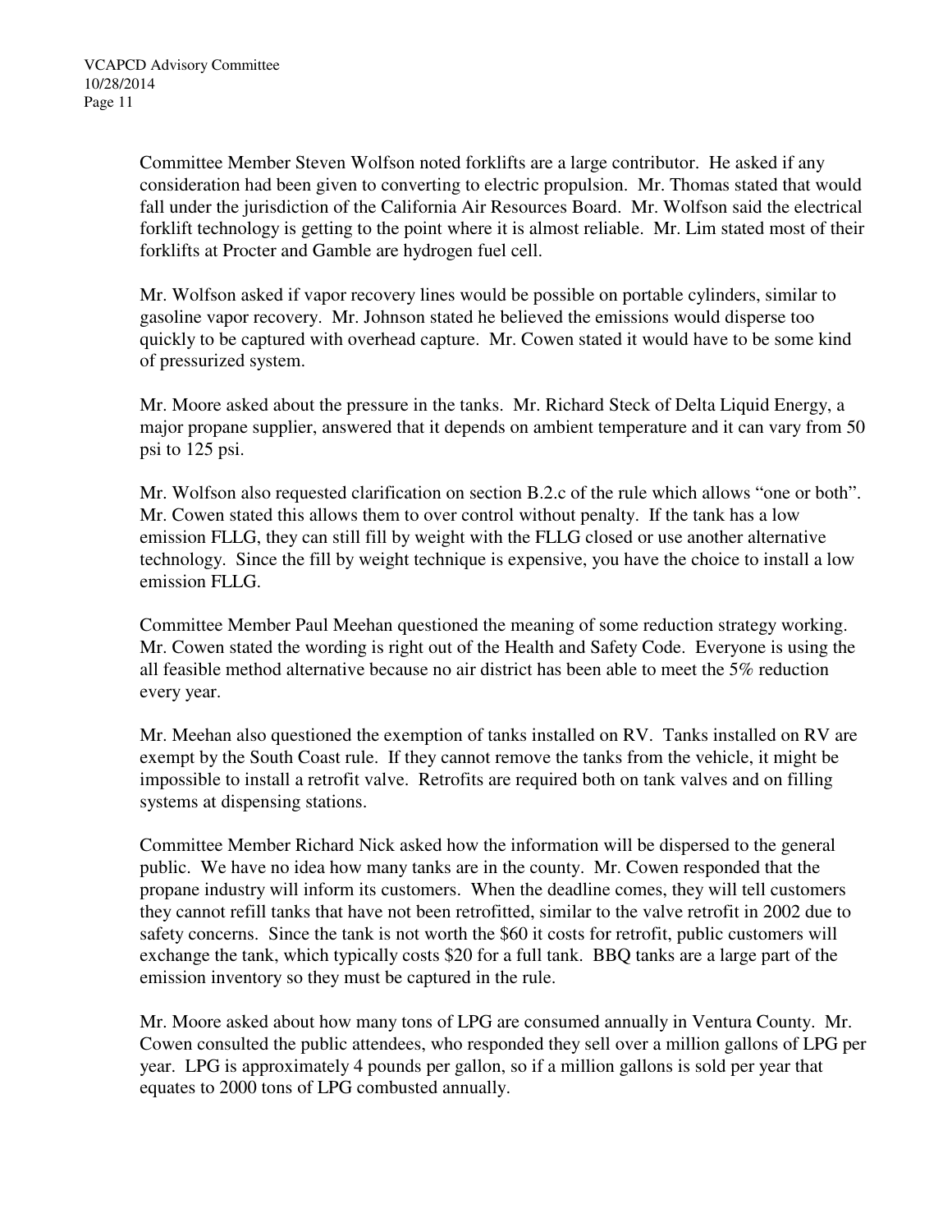Committee Member Steven Wolfson noted forklifts are a large contributor. He asked if any consideration had been given to converting to electric propulsion. Mr. Thomas stated that would fall under the jurisdiction of the California Air Resources Board. Mr. Wolfson said the electrical forklift technology is getting to the point where it is almost reliable. Mr. Lim stated most of their forklifts at Procter and Gamble are hydrogen fuel cell.

Mr. Wolfson asked if vapor recovery lines would be possible on portable cylinders, similar to gasoline vapor recovery. Mr. Johnson stated he believed the emissions would disperse too quickly to be captured with overhead capture. Mr. Cowen stated it would have to be some kind of pressurized system.

Mr. Moore asked about the pressure in the tanks. Mr. Richard Steck of Delta Liquid Energy, a major propane supplier, answered that it depends on ambient temperature and it can vary from 50 psi to 125 psi.

Mr. Wolfson also requested clarification on section B.2.c of the rule which allows "one or both". Mr. Cowen stated this allows them to over control without penalty. If the tank has a low emission FLLG, they can still fill by weight with the FLLG closed or use another alternative technology. Since the fill by weight technique is expensive, you have the choice to install a low emission FLLG.

Committee Member Paul Meehan questioned the meaning of some reduction strategy working. Mr. Cowen stated the wording is right out of the Health and Safety Code. Everyone is using the all feasible method alternative because no air district has been able to meet the 5% reduction every year.

Mr. Meehan also questioned the exemption of tanks installed on RV. Tanks installed on RV are exempt by the South Coast rule. If they cannot remove the tanks from the vehicle, it might be impossible to install a retrofit valve. Retrofits are required both on tank valves and on filling systems at dispensing stations.

Committee Member Richard Nick asked how the information will be dispersed to the general public. We have no idea how many tanks are in the county. Mr. Cowen responded that the propane industry will inform its customers. When the deadline comes, they will tell customers they cannot refill tanks that have not been retrofitted, similar to the valve retrofit in 2002 due to safety concerns. Since the tank is not worth the $60 it costs for retrofit, public customers will exchange the tank, which typically costs $20 for a full tank. BBQ tanks are a large part of the emission inventory so they must be captured in the rule.

Mr. Moore asked about how many tons of LPG are consumed annually in Ventura County. Mr. Cowen consulted the public attendees, who responded they sell over a million gallons of LPG per year. LPG is approximately 4 pounds per gallon, so if a million gallons is sold per year that equates to 2000 tons of LPG combusted annually.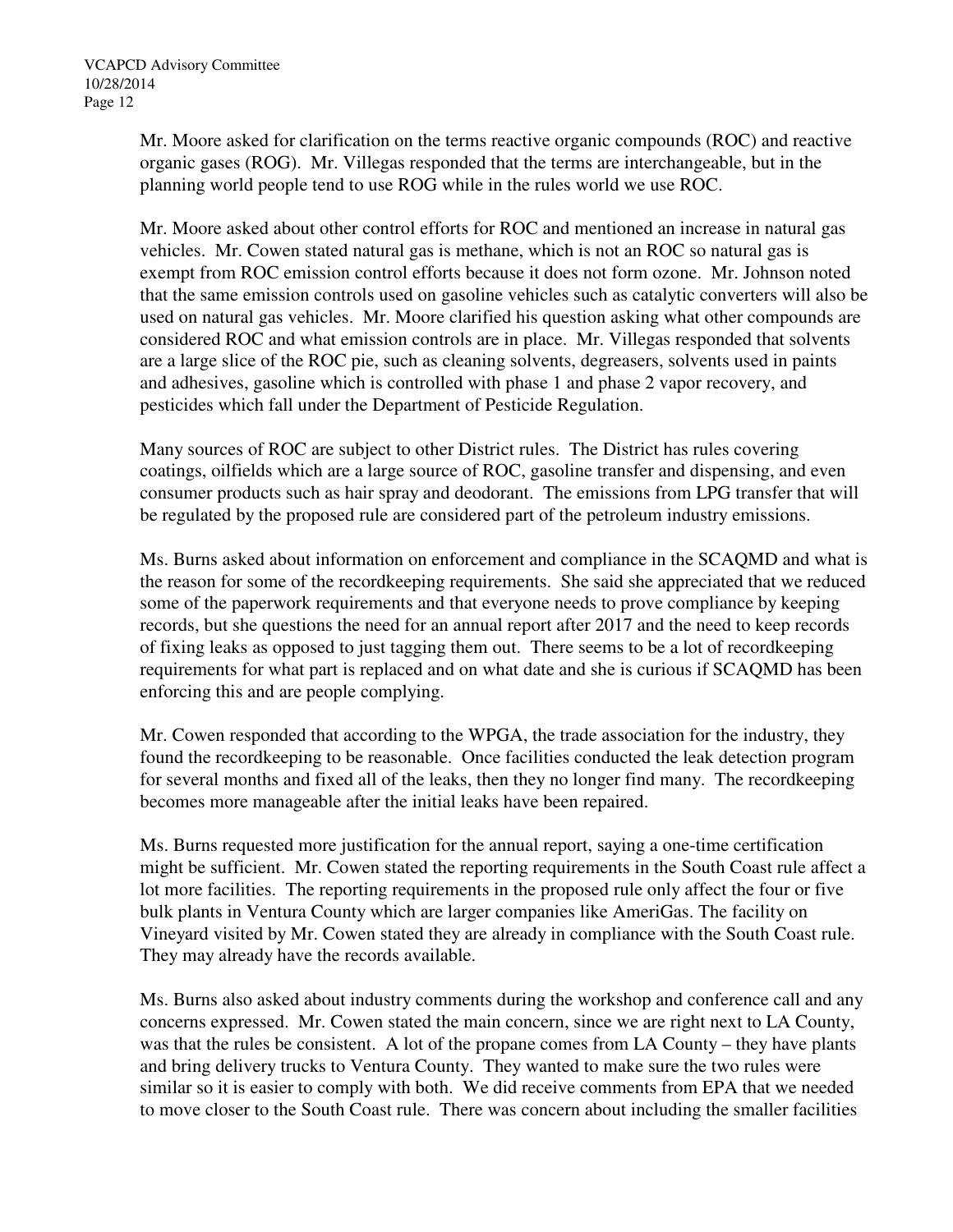Mr. Moore asked for clarification on the terms reactive organic compounds (ROC) and reactive organic gases (ROG). Mr. Villegas responded that the terms are interchangeable, but in the planning world people tend to use ROG while in the rules world we use ROC.

Mr. Moore asked about other control efforts for ROC and mentioned an increase in natural gas vehicles. Mr. Cowen stated natural gas is methane, which is not an ROC so natural gas is exempt from ROC emission control efforts because it does not form ozone. Mr. Johnson noted that the same emission controls used on gasoline vehicles such as catalytic converters will also be used on natural gas vehicles. Mr. Moore clarified his question asking what other compounds are considered ROC and what emission controls are in place. Mr. Villegas responded that solvents are a large slice of the ROC pie, such as cleaning solvents, degreasers, solvents used in paints and adhesives, gasoline which is controlled with phase 1 and phase 2 vapor recovery, and pesticides which fall under the Department of Pesticide Regulation.

Many sources of ROC are subject to other District rules. The District has rules covering coatings, oilfields which are a large source of ROC, gasoline transfer and dispensing, and even consumer products such as hair spray and deodorant. The emissions from LPG transfer that will be regulated by the proposed rule are considered part of the petroleum industry emissions.

Ms. Burns asked about information on enforcement and compliance in the SCAQMD and what is the reason for some of the recordkeeping requirements. She said she appreciated that we reduced some of the paperwork requirements and that everyone needs to prove compliance by keeping records, but she questions the need for an annual report after 2017 and the need to keep records of fixing leaks as opposed to just tagging them out. There seems to be a lot of recordkeeping requirements for what part is replaced and on what date and she is curious if SCAQMD has been enforcing this and are people complying.

Mr. Cowen responded that according to the WPGA, the trade association for the industry, they found the recordkeeping to be reasonable. Once facilities conducted the leak detection program for several months and fixed all of the leaks, then they no longer find many. The recordkeeping becomes more manageable after the initial leaks have been repaired.

Ms. Burns requested more justification for the annual report, saying a one-time certification might be sufficient. Mr. Cowen stated the reporting requirements in the South Coast rule affect a lot more facilities. The reporting requirements in the proposed rule only affect the four or five bulk plants in Ventura County which are larger companies like AmeriGas. The facility on Vineyard visited by Mr. Cowen stated they are already in compliance with the South Coast rule. They may already have the records available.

Ms. Burns also asked about industry comments during the workshop and conference call and any concerns expressed. Mr. Cowen stated the main concern, since we are right next to LA County, was that the rules be consistent. A lot of the propane comes from LA County – they have plants and bring delivery trucks to Ventura County. They wanted to make sure the two rules were similar so it is easier to comply with both. We did receive comments from EPA that we needed to move closer to the South Coast rule. There was concern about including the smaller facilities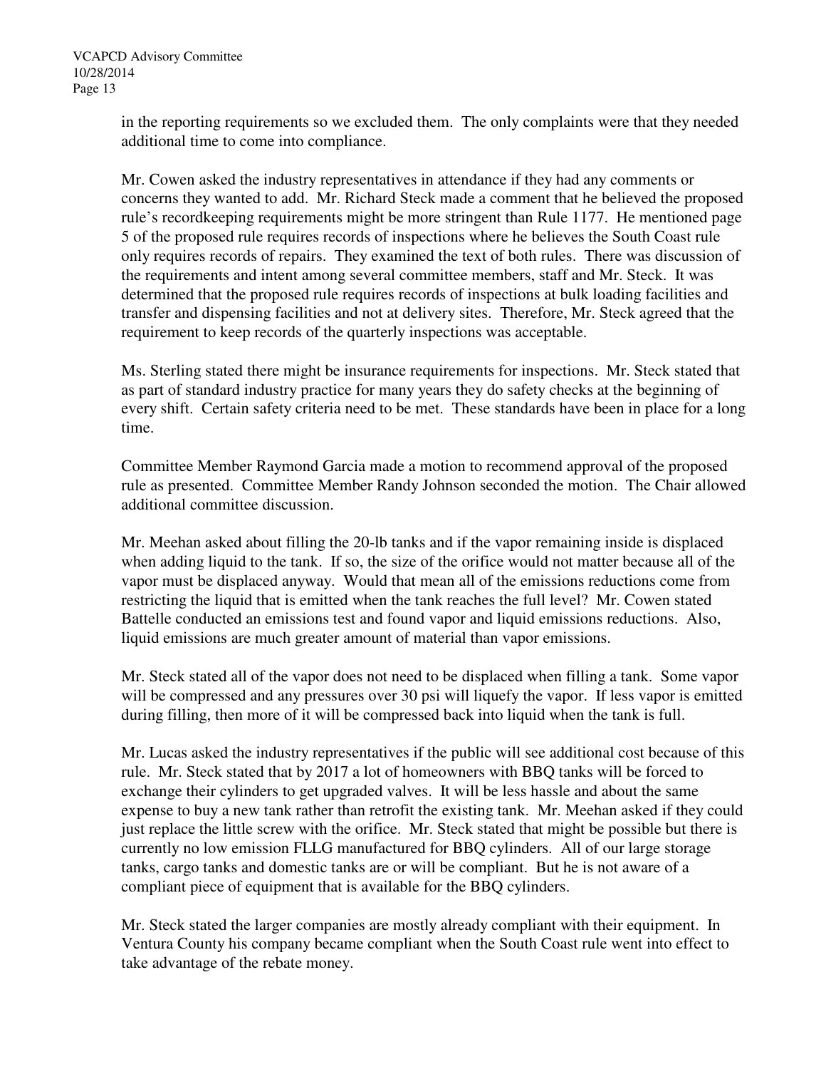in the reporting requirements so we excluded them. The only complaints were that they needed additional time to come into compliance.

Mr. Cowen asked the industry representatives in attendance if they had any comments or concerns they wanted to add. Mr. Richard Steck made a comment that he believed the proposed rule's recordkeeping requirements might be more stringent than Rule 1177. He mentioned page 5 of the proposed rule requires records of inspections where he believes the South Coast rule only requires records of repairs. They examined the text of both rules. There was discussion of the requirements and intent among several committee members, staff and Mr. Steck. It was determined that the proposed rule requires records of inspections at bulk loading facilities and transfer and dispensing facilities and not at delivery sites. Therefore, Mr. Steck agreed that the requirement to keep records of the quarterly inspections was acceptable.

Ms. Sterling stated there might be insurance requirements for inspections. Mr. Steck stated that as part of standard industry practice for many years they do safety checks at the beginning of every shift. Certain safety criteria need to be met. These standards have been in place for a long time.

Committee Member Raymond Garcia made a motion to recommend approval of the proposed rule as presented. Committee Member Randy Johnson seconded the motion. The Chair allowed additional committee discussion.

Mr. Meehan asked about filling the 20-lb tanks and if the vapor remaining inside is displaced when adding liquid to the tank. If so, the size of the orifice would not matter because all of the vapor must be displaced anyway. Would that mean all of the emissions reductions come from restricting the liquid that is emitted when the tank reaches the full level? Mr. Cowen stated Battelle conducted an emissions test and found vapor and liquid emissions reductions. Also, liquid emissions are much greater amount of material than vapor emissions.

Mr. Steck stated all of the vapor does not need to be displaced when filling a tank. Some vapor will be compressed and any pressures over 30 psi will liquefy the vapor. If less vapor is emitted during filling, then more of it will be compressed back into liquid when the tank is full.

Mr. Lucas asked the industry representatives if the public will see additional cost because of this rule. Mr. Steck stated that by 2017 a lot of homeowners with BBQ tanks will be forced to exchange their cylinders to get upgraded valves. It will be less hassle and about the same expense to buy a new tank rather than retrofit the existing tank. Mr. Meehan asked if they could just replace the little screw with the orifice. Mr. Steck stated that might be possible but there is currently no low emission FLLG manufactured for BBQ cylinders. All of our large storage tanks, cargo tanks and domestic tanks are or will be compliant. But he is not aware of a compliant piece of equipment that is available for the BBQ cylinders.

Mr. Steck stated the larger companies are mostly already compliant with their equipment. In Ventura County his company became compliant when the South Coast rule went into effect to take advantage of the rebate money.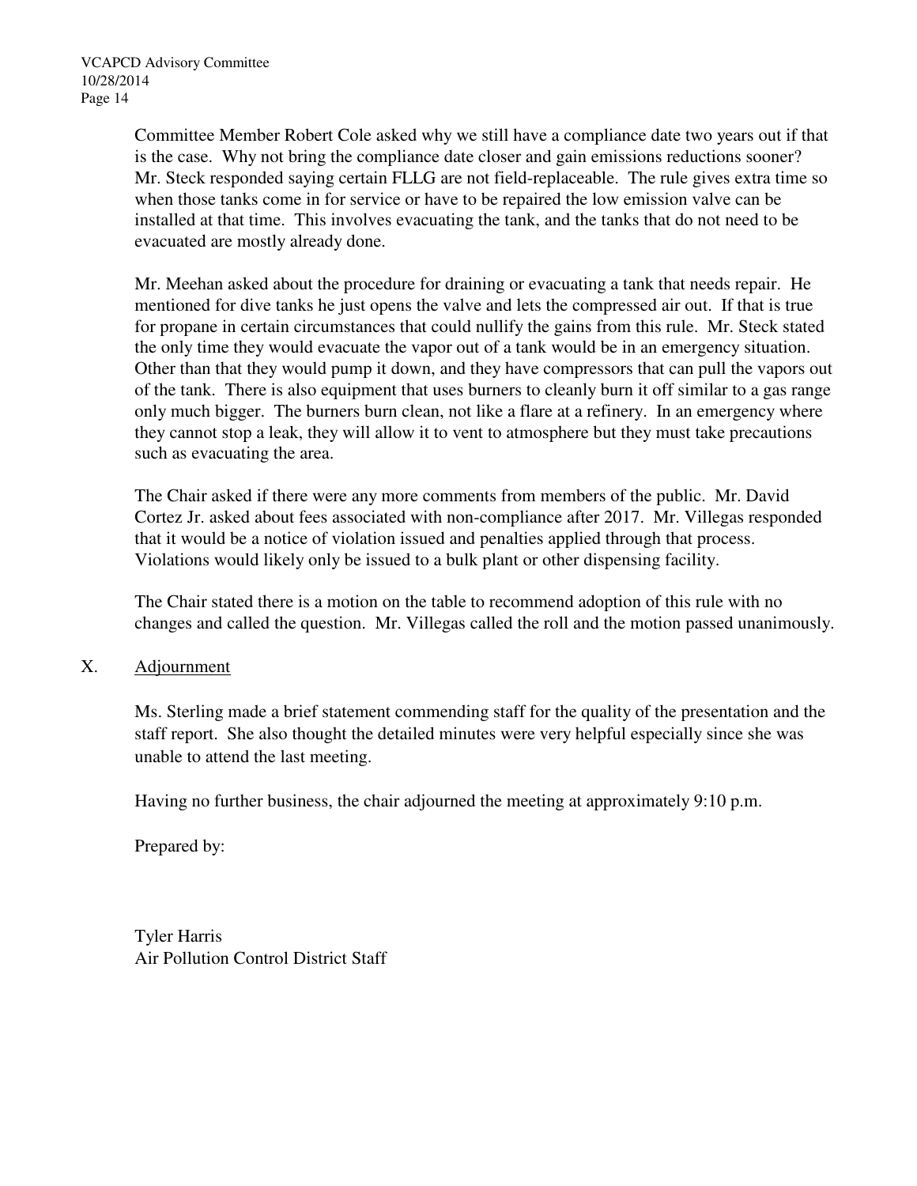Committee Member Robert Cole asked why we still have a compliance date two years out if that is the case. Why not bring the compliance date closer and gain emissions reductions sooner? Mr. Steck responded saying certain FLLG are not field-replaceable. The rule gives extra time so when those tanks come in for service or have to be repaired the low emission valve can be installed at that time. This involves evacuating the tank, and the tanks that do not need to be evacuated are mostly already done.

Mr. Meehan asked about the procedure for draining or evacuating a tank that needs repair. He mentioned for dive tanks he just opens the valve and lets the compressed air out. If that is true for propane in certain circumstances that could nullify the gains from this rule. Mr. Steck stated the only time they would evacuate the vapor out of a tank would be in an emergency situation. Other than that they would pump it down, and they have compressors that can pull the vapors out of the tank. There is also equipment that uses burners to cleanly burn it off similar to a gas range only much bigger. The burners burn clean, not like a flare at a refinery. In an emergency where they cannot stop a leak, they will allow it to vent to atmosphere but they must take precautions such as evacuating the area.

The Chair asked if there were any more comments from members of the public. Mr. David Cortez Jr. asked about fees associated with non-compliance after 2017. Mr. Villegas responded that it would be a notice of violation issued and penalties applied through that process. Violations would likely only be issued to a bulk plant or other dispensing facility.

The Chair stated there is a motion on the table to recommend adoption of this rule with no changes and called the question. Mr. Villegas called the roll and the motion passed unanimously.

## X. Adjournment

Ms. Sterling made a brief statement commending staff for the quality of the presentation and the staff report. She also thought the detailed minutes were very helpful especially since she was unable to attend the last meeting.

Having no further business, the chair adjourned the meeting at approximately 9:10 p.m.

Prepared by:

Tyler Harris
Air Pollution Control District Staff